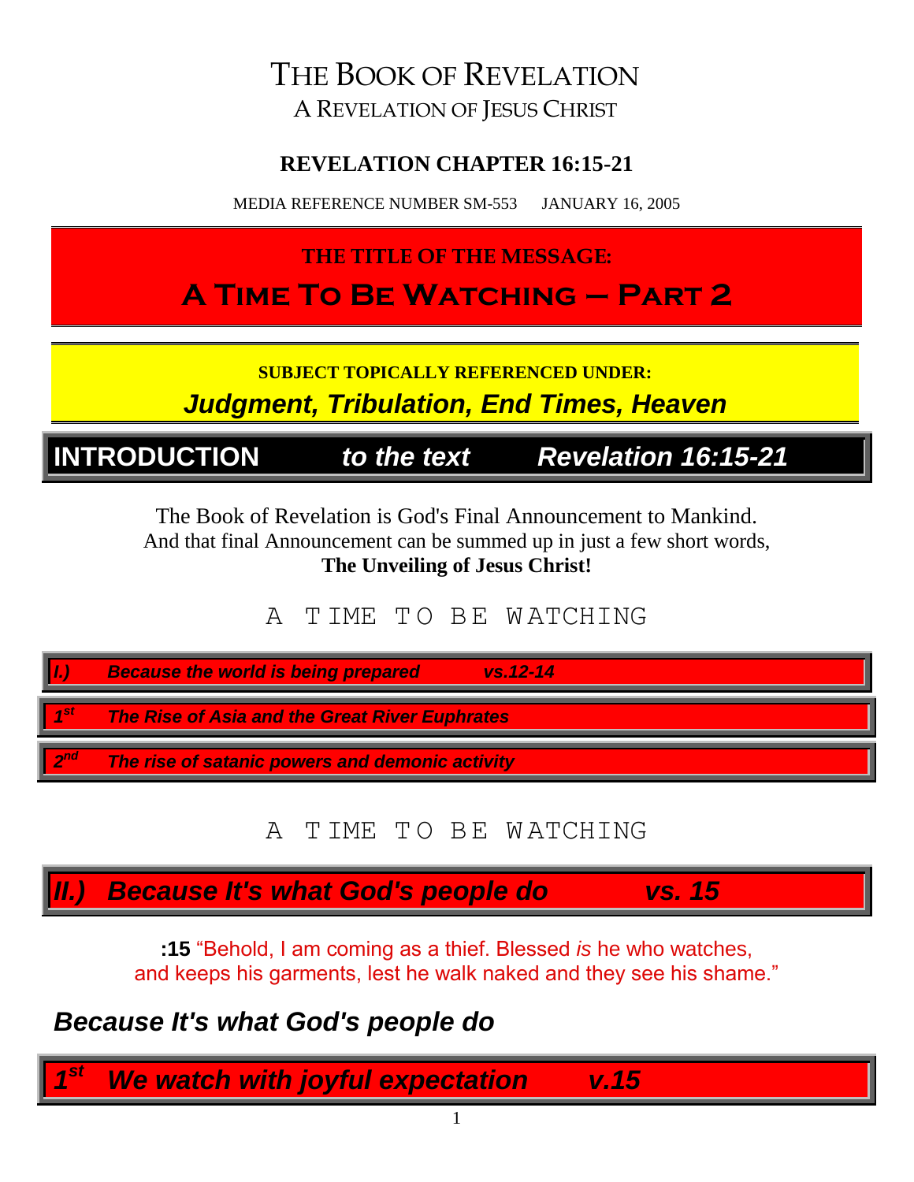# THE BOOK OF REVELATION

A REVELATION OF JESUS CHRIST

**REVELATION CHAPTER 16:15-21**

MEDIA REFERENCE NUMBER SM-553 JANUARY 16, 2005

**THE TITLE OF THE MESSAGE:**

## A Time To Be Watching – Part 2

**SUBJECT TOPICALLY REFERENCED UNDER:**

***Judgment, Tribulation, End Times, Heaven***

## INTRODUCTION *to the text* *Revelation 16:15-21*

The Book of Revelation is God's Final Announcement to Mankind.
And that final Announcement can be summed up in just a few short words,
**The Unveiling of Jesus Christ!**

A TIME TO BE WATCHING

***I.) Because the world is being prepared vs.12-14***

***1st The Rise of Asia and the Great River Euphrates***

***2nd The rise of satanic powers and demonic activity***

A TIME TO BE WATCHING

## *II.) Because It's what God's people do vs. 15*

**:15** "Behold, I am coming as a thief. Blessed *is* he who watches, and keeps his garments, lest he walk naked and they see his shame."

### *Because It's what God's people do*

### *1st We watch with joyful expectation v.15*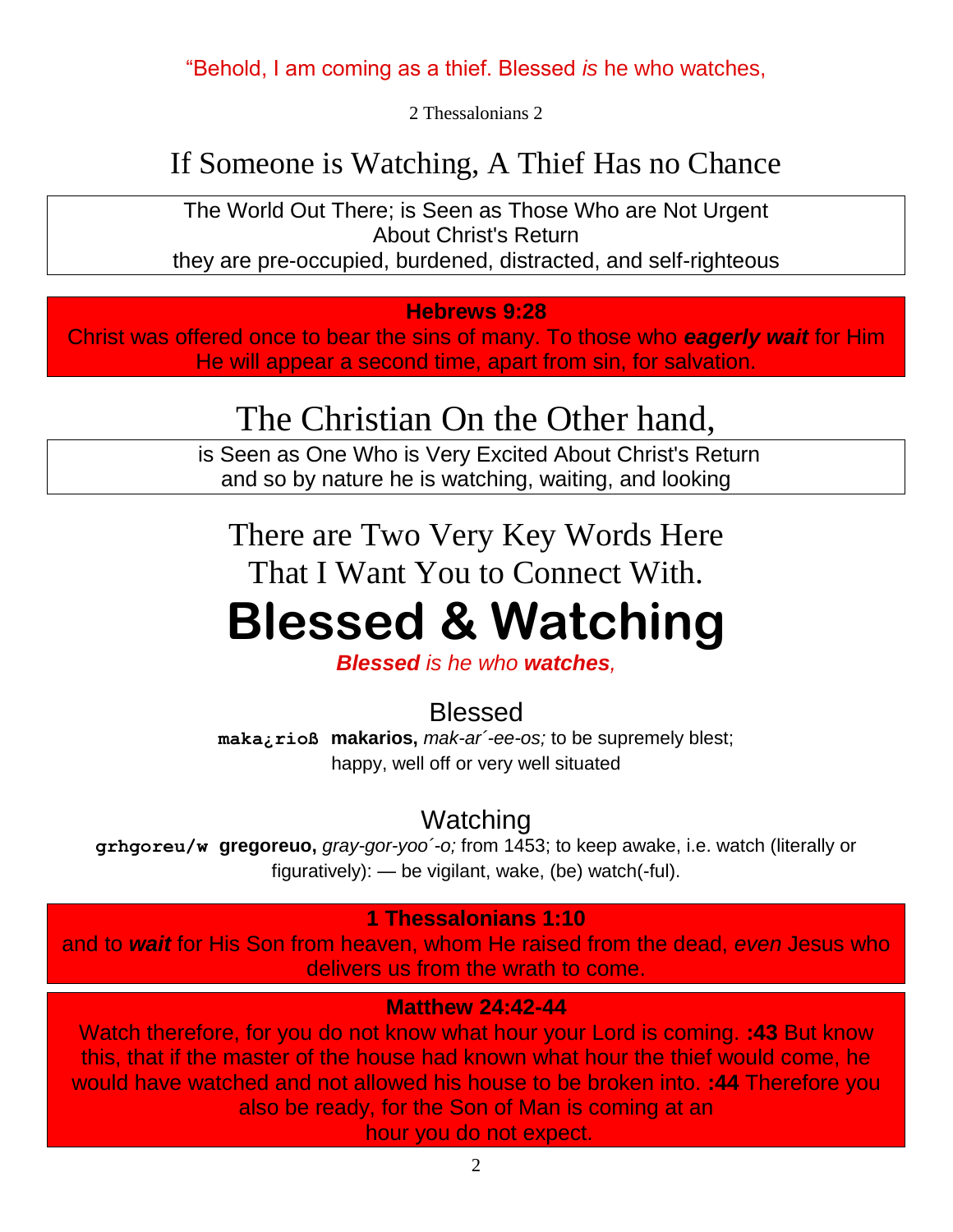"Behold, I am coming as a thief. Blessed *is* he who watches,

2 Thessalonians 2

# If Someone is Watching, A Thief Has no Chance

The World Out There; is Seen as Those Who are Not Urgent
About Christ's Return
they are pre-occupied, burdened, distracted, and self-righteous

**Hebrews 9:28**
Christ was offered once to bear the sins of many. To those who ***eagerly wait*** for Him He will appear a second time, apart from sin, for salvation.

# The Christian On the Other hand,

is Seen as One Who is Very Excited About Christ's Return
and so by nature he is watching, waiting, and looking

## There are Two Very Key Words Here That I Want You to Connect With.

# Blessed & Watching

***Blessed*** *is he who* ***watches****,*

### Blessed

**maka¿rioß** **makarios,** *mak-ar´-ee-os;* to be supremely blest; happy, well off or very well situated

### Watching

**grhgoreu/w** **gregoreuo,** *gray-gor-yoo´-o;* from 1453; to keep awake, i.e. watch (literally or figuratively): — be vigilant, wake, (be) watch(-ful).

**1 Thessalonians 1:10**
and to ***wait*** for His Son from heaven, whom He raised from the dead, *even* Jesus who delivers us from the wrath to come.

**Matthew 24:42-44**
Watch therefore, for you do not know what hour your Lord is coming. **:43** But know this, that if the master of the house had known what hour the thief would come, he would have watched and not allowed his house to be broken into. **:44** Therefore you also be ready, for the Son of Man is coming at an hour you do not expect.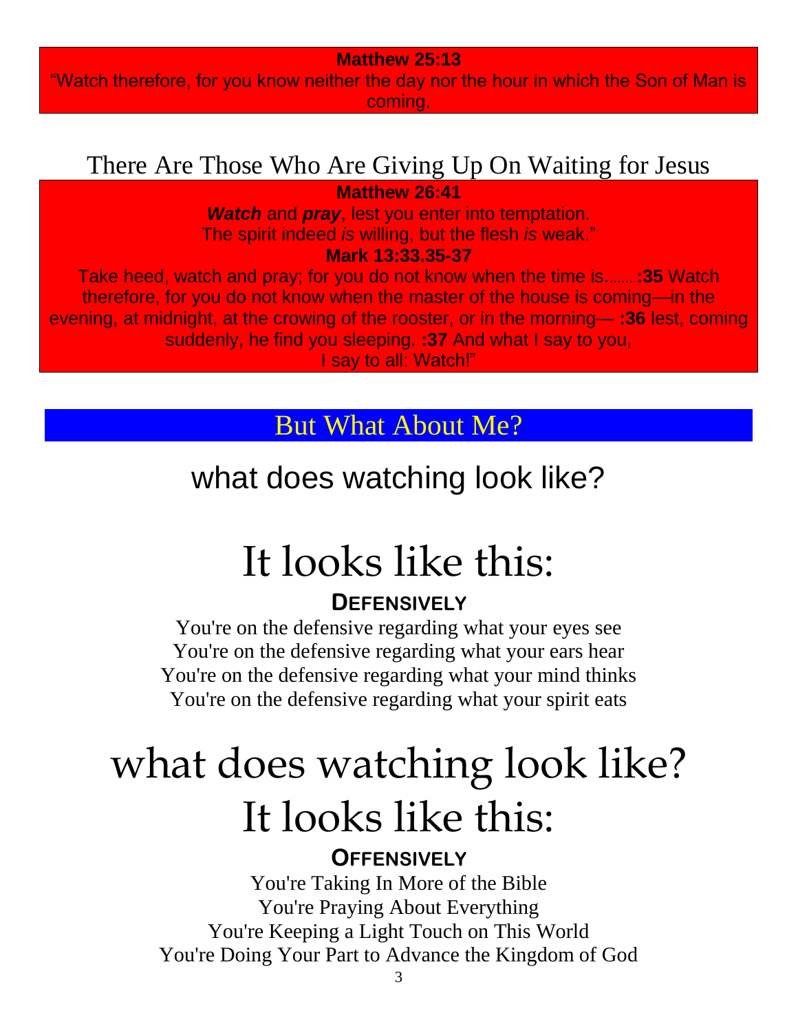**Matthew 25:13**

“Watch therefore, for you know neither the day nor the hour in which the Son of Man is coming.

## There Are Those Who Are Giving Up On Waiting for Jesus

**Matthew 26:41**

***Watch*** and ***pray***, lest you enter into temptation.
The spirit indeed *is* willing, but the flesh *is* weak.”

**Mark 13:33.35-37**

Take heed, watch and pray; for you do not know when the time is……. **:35** Watch therefore, for you do not know when the master of the house is coming—in the evening, at midnight, at the crowing of the rooster, or in the morning— **:36** lest, coming suddenly, he find you sleeping. **:37** And what I say to you, I say to all: Watch!”

## But What About Me?

## what does watching look like?

# It looks like this:

**DEFENSIVELY**

You're on the defensive regarding what your eyes see
You're on the defensive regarding what your ears hear
You're on the defensive regarding what your mind thinks
You're on the defensive regarding what your spirit eats

# what does watching look like?
# It looks like this:

**OFFENSIVELY**

You're Taking In More of the Bible
You're Praying About Everything
You're Keeping a Light Touch on This World
You're Doing Your Part to Advance the Kingdom of God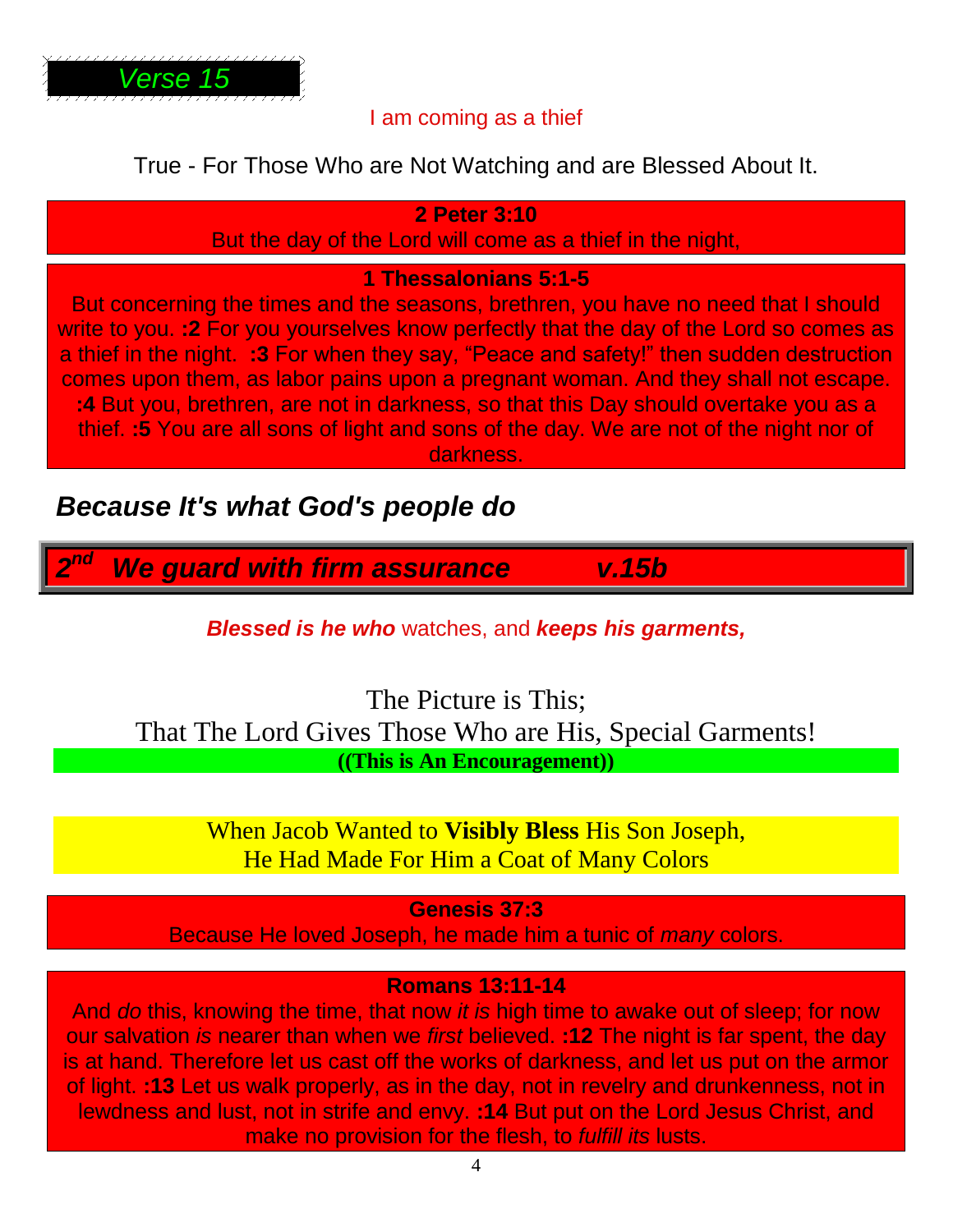## *Verse 15*

I am coming as a thief

True - For Those Who are Not Watching and are Blessed About It.

**2 Peter 3:10**
But the day of the Lord will come as a thief in the night,

**1 Thessalonians 5:1-5**
But concerning the times and the seasons, brethren, you have no need that I should write to you. **:2** For you yourselves know perfectly that the day of the Lord so comes as a thief in the night. **:3** For when they say, "Peace and safety!" then sudden destruction comes upon them, as labor pains upon a pregnant woman. And they shall not escape. **:4** But you, brethren, are not in darkness, so that this Day should overtake you as a thief. **:5** You are all sons of light and sons of the day. We are not of the night nor of darkness.

***Because It's what God's people do***

## *2nd We guard with firm assurance v.15b*

***Blessed is he who*** watches, and ***keeps his garments,***

The Picture is This;
That The Lord Gives Those Who are His, Special Garments!
**((This is An Encouragement))**

When Jacob Wanted to **Visibly Bless** His Son Joseph,
He Had Made For Him a Coat of Many Colors

**Genesis 37:3**
Because He loved Joseph, he made him a tunic of *many* colors.

**Romans 13:11-14**
And *do* this, knowing the time, that now *it is* high time to awake out of sleep; for now our salvation *is* nearer than when we *first* believed. **:12** The night is far spent, the day is at hand. Therefore let us cast off the works of darkness, and let us put on the armor of light. **:13** Let us walk properly, as in the day, not in revelry and drunkenness, not in lewdness and lust, not in strife and envy. **:14** But put on the Lord Jesus Christ, and make no provision for the flesh, to *fulfill its* lusts.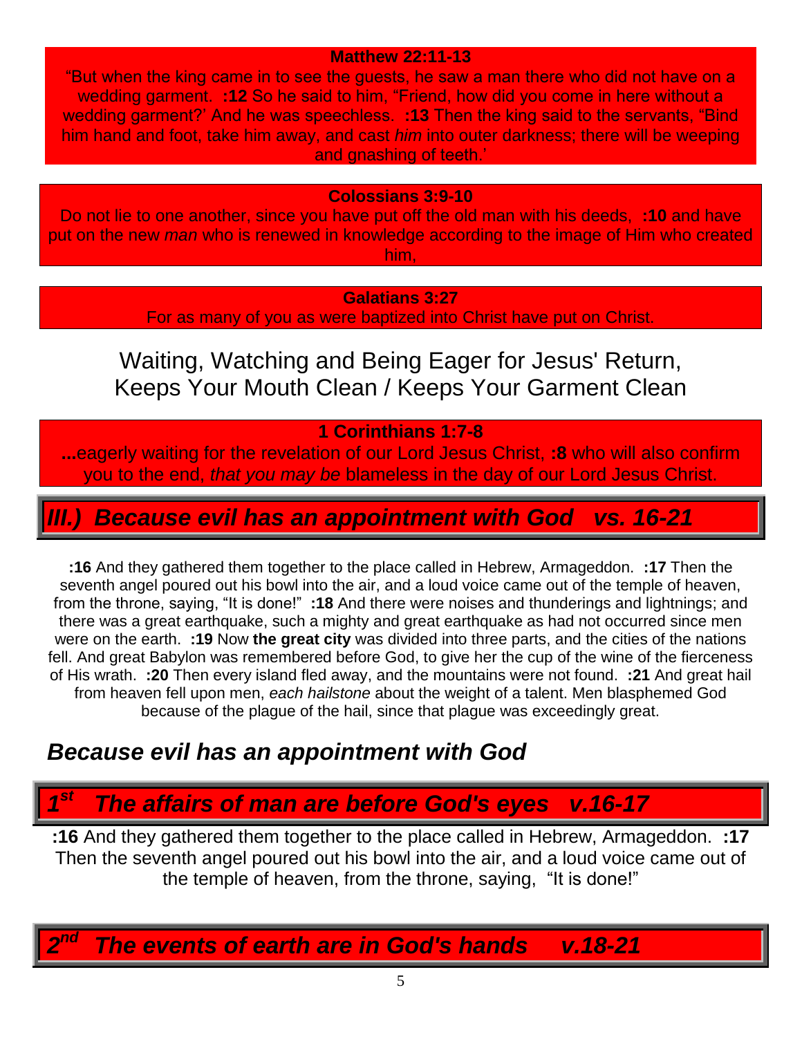**Matthew 22:11-13**

"But when the king came in to see the guests, he saw a man there who did not have on a wedding garment. **:12** So he said to him, "Friend, how did you come in here without a wedding garment?' And he was speechless. **:13** Then the king said to the servants, "Bind him hand and foot, take him away, and cast *him* into outer darkness; there will be weeping and gnashing of teeth.'

**Colossians 3:9-10**

Do not lie to one another, since you have put off the old man with his deeds, **:10** and have put on the new *man* who is renewed in knowledge according to the image of Him who created him,

**Galatians 3:27**

For as many of you as were baptized into Christ have put on Christ.

## Waiting, Watching and Being Eager for Jesus' Return, Keeps Your Mouth Clean / Keeps Your Garment Clean

**1 Corinthians 1:7-8**

**...**eagerly waiting for the revelation of our Lord Jesus Christ, **:8** who will also confirm you to the end, *that you may be* blameless in the day of our Lord Jesus Christ.

## *III.) Because evil has an appointment with God vs. 16-21*

**:16** And they gathered them together to the place called in Hebrew, Armageddon. **:17** Then the seventh angel poured out his bowl into the air, and a loud voice came out of the temple of heaven, from the throne, saying, "It is done!" **:18** And there were noises and thunderings and lightnings; and there was a great earthquake, such a mighty and great earthquake as had not occurred since men were on the earth. **:19** Now **the great city** was divided into three parts, and the cities of the nations fell. And great Babylon was remembered before God, to give her the cup of the wine of the fierceness of His wrath. **:20** Then every island fled away, and the mountains were not found. **:21** And great hail from heaven fell upon men, *each hailstone* about the weight of a talent. Men blasphemed God because of the plague of the hail, since that plague was exceedingly great.

### *Because evil has an appointment with God*

### *1st The affairs of man are before God's eyes v.16-17*

**:16** And they gathered them together to the place called in Hebrew, Armageddon. **:17** Then the seventh angel poured out his bowl into the air, and a loud voice came out of the temple of heaven, from the throne, saying, "It is done!"

### *2nd The events of earth are in God's hands v.18-21*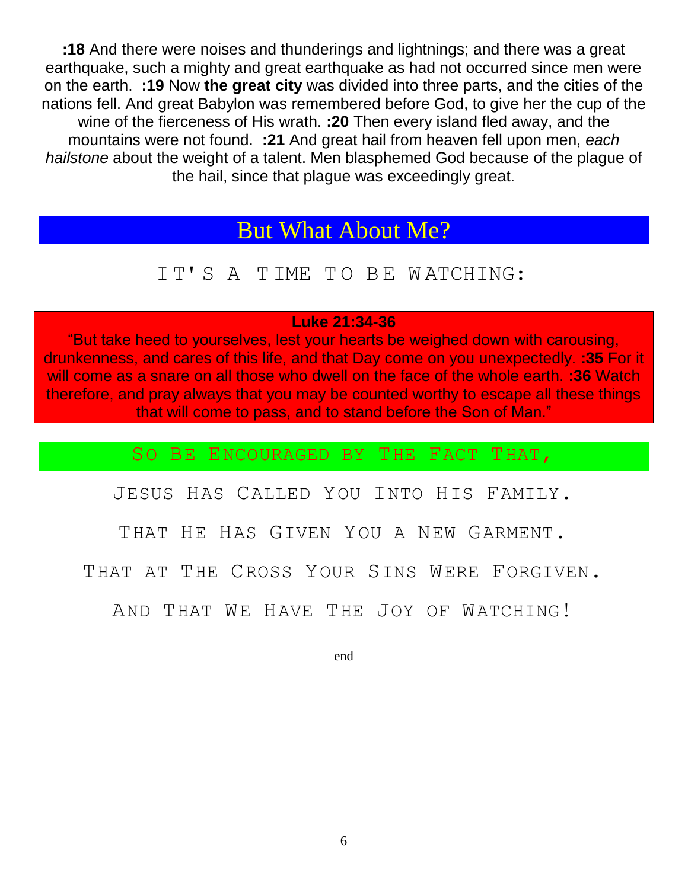**:18** And there were noises and thunderings and lightnings; and there was a great earthquake, such a mighty and great earthquake as had not occurred since men were on the earth. **:19** Now **the great city** was divided into three parts, and the cities of the nations fell. And great Babylon was remembered before God, to give her the cup of the wine of the fierceness of His wrath. **:20** Then every island fled away, and the mountains were not found. **:21** And great hail from heaven fell upon men, *each hailstone* about the weight of a talent. Men blasphemed God because of the plague of the hail, since that plague was exceedingly great.

## But What About Me?

IT'S A TIME TO BE WATCHING:

**Luke 21:34-36**

"But take heed to yourselves, lest your hearts be weighed down with carousing, drunkenness, and cares of this life, and that Day come on you unexpectedly. **:35** For it will come as a snare on all those who dwell on the face of the whole earth. **:36** Watch therefore, and pray always that you may be counted worthy to escape all these things that will come to pass, and to stand before the Son of Man."

SO BE ENCOURAGED BY THE FACT THAT,

JESUS HAS CALLED YOU INTO HIS FAMILY.

THAT HE HAS GIVEN YOU A NEW GARMENT.

THAT AT THE CROSS YOUR SINS WERE FORGIVEN.

AND THAT WE HAVE THE JOY OF WATCHING!

end